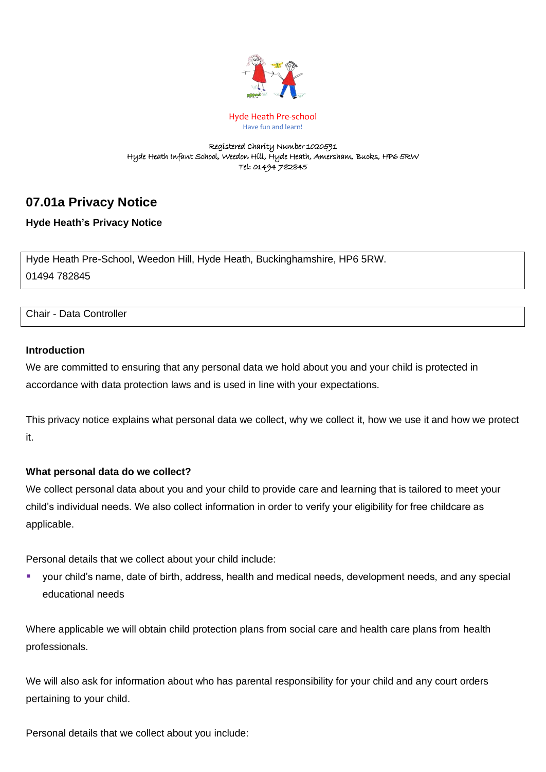Hyde Heath Pre-school

Have fun and learn!

Registered Charity Number 1020591
Hyde Heath Infant School, Weedon Hill, Hyde Heath, Amersham, Bucks, HP6 5RW
Tel: 01494 782845

# 07.01a Privacy Notice

**Hyde Heath's Privacy Notice**

| Hyde Heath Pre-School, Weedon Hill, Hyde Heath, Buckinghamshire, HP6 5RW.<br>01494 782845 |
|---|

| Chair - Data Controller |
|---|

**Introduction**

We are committed to ensuring that any personal data we hold about you and your child is protected in accordance with data protection laws and is used in line with your expectations.

This privacy notice explains what personal data we collect, why we collect it, how we use it and how we protect it.

**What personal data do we collect?**

We collect personal data about you and your child to provide care and learning that is tailored to meet your child's individual needs. We also collect information in order to verify your eligibility for free childcare as applicable.

Personal details that we collect about your child include:

- your child's name, date of birth, address, health and medical needs, development needs, and any special educational needs

Where applicable we will obtain child protection plans from social care and health care plans from health professionals.

We will also ask for information about who has parental responsibility for your child and any court orders pertaining to your child.

Personal details that we collect about you include: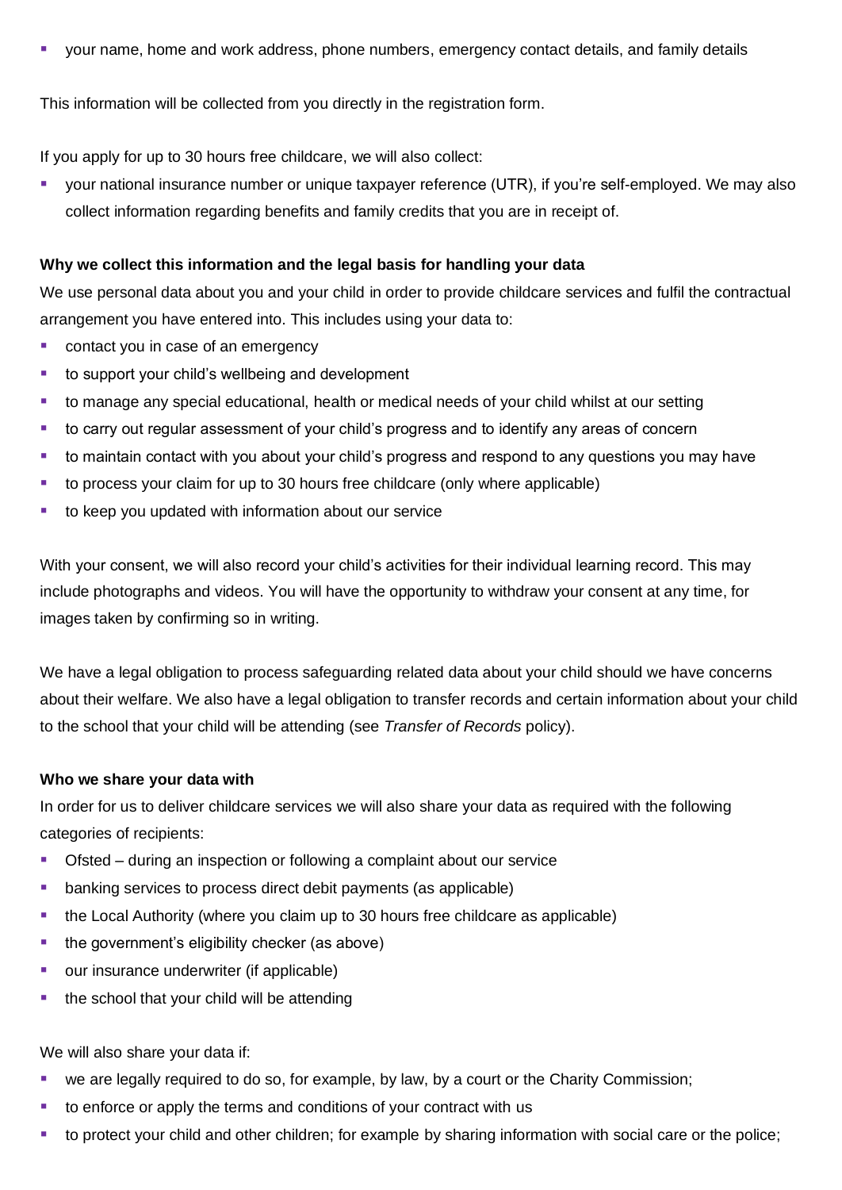- your name, home and work address, phone numbers, emergency contact details, and family details

This information will be collected from you directly in the registration form.

If you apply for up to 30 hours free childcare, we will also collect:

- your national insurance number or unique taxpayer reference (UTR), if you're self-employed. We may also collect information regarding benefits and family credits that you are in receipt of.

**Why we collect this information and the legal basis for handling your data**

We use personal data about you and your child in order to provide childcare services and fulfil the contractual arrangement you have entered into. This includes using your data to:

- contact you in case of an emergency
- to support your child's wellbeing and development
- to manage any special educational, health or medical needs of your child whilst at our setting
- to carry out regular assessment of your child's progress and to identify any areas of concern
- to maintain contact with you about your child's progress and respond to any questions you may have
- to process your claim for up to 30 hours free childcare (only where applicable)
- to keep you updated with information about our service

With your consent, we will also record your child's activities for their individual learning record. This may include photographs and videos. You will have the opportunity to withdraw your consent at any time, for images taken by confirming so in writing.

We have a legal obligation to process safeguarding related data about your child should we have concerns about their welfare. We also have a legal obligation to transfer records and certain information about your child to the school that your child will be attending (see *Transfer of Records* policy).

**Who we share your data with**

In order for us to deliver childcare services we will also share your data as required with the following categories of recipients:

- Ofsted – during an inspection or following a complaint about our service
- banking services to process direct debit payments (as applicable)
- the Local Authority (where you claim up to 30 hours free childcare as applicable)
- the government's eligibility checker (as above)
- our insurance underwriter (if applicable)
- the school that your child will be attending

We will also share your data if:

- we are legally required to do so, for example, by law, by a court or the Charity Commission;
- to enforce or apply the terms and conditions of your contract with us
- to protect your child and other children; for example by sharing information with social care or the police;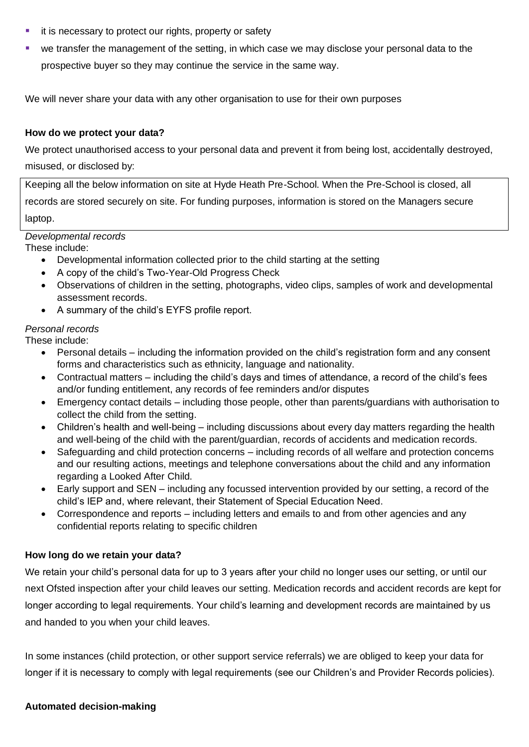- it is necessary to protect our rights, property or safety
- we transfer the management of the setting, in which case we may disclose your personal data to the prospective buyer so they may continue the service in the same way.

We will never share your data with any other organisation to use for their own purposes

**How do we protect your data?**

We protect unauthorised access to your personal data and prevent it from being lost, accidentally destroyed, misused, or disclosed by:

Keeping all the below information on site at Hyde Heath Pre-School. When the Pre-School is closed, all records are stored securely on site. For funding purposes, information is stored on the Managers secure laptop.

*Developmental records*

These include:

- Developmental information collected prior to the child starting at the setting
- A copy of the child's Two-Year-Old Progress Check
- Observations of children in the setting, photographs, video clips, samples of work and developmental assessment records.
- A summary of the child's EYFS profile report.

*Personal records*

These include:

- Personal details – including the information provided on the child's registration form and any consent forms and characteristics such as ethnicity, language and nationality.
- Contractual matters – including the child's days and times of attendance, a record of the child's fees and/or funding entitlement, any records of fee reminders and/or disputes
- Emergency contact details – including those people, other than parents/guardians with authorisation to collect the child from the setting.
- Children's health and well-being – including discussions about every day matters regarding the health and well-being of the child with the parent/guardian, records of accidents and medication records.
- Safeguarding and child protection concerns – including records of all welfare and protection concerns and our resulting actions, meetings and telephone conversations about the child and any information regarding a Looked After Child.
- Early support and SEN – including any focussed intervention provided by our setting, a record of the child's IEP and, where relevant, their Statement of Special Education Need.
- Correspondence and reports – including letters and emails to and from other agencies and any confidential reports relating to specific children

**How long do we retain your data?**

We retain your child's personal data for up to 3 years after your child no longer uses our setting, or until our next Ofsted inspection after your child leaves our setting. Medication records and accident records are kept for longer according to legal requirements. Your child's learning and development records are maintained by us and handed to you when your child leaves.

In some instances (child protection, or other support service referrals) we are obliged to keep your data for longer if it is necessary to comply with legal requirements (see our Children's and Provider Records policies).

**Automated decision-making**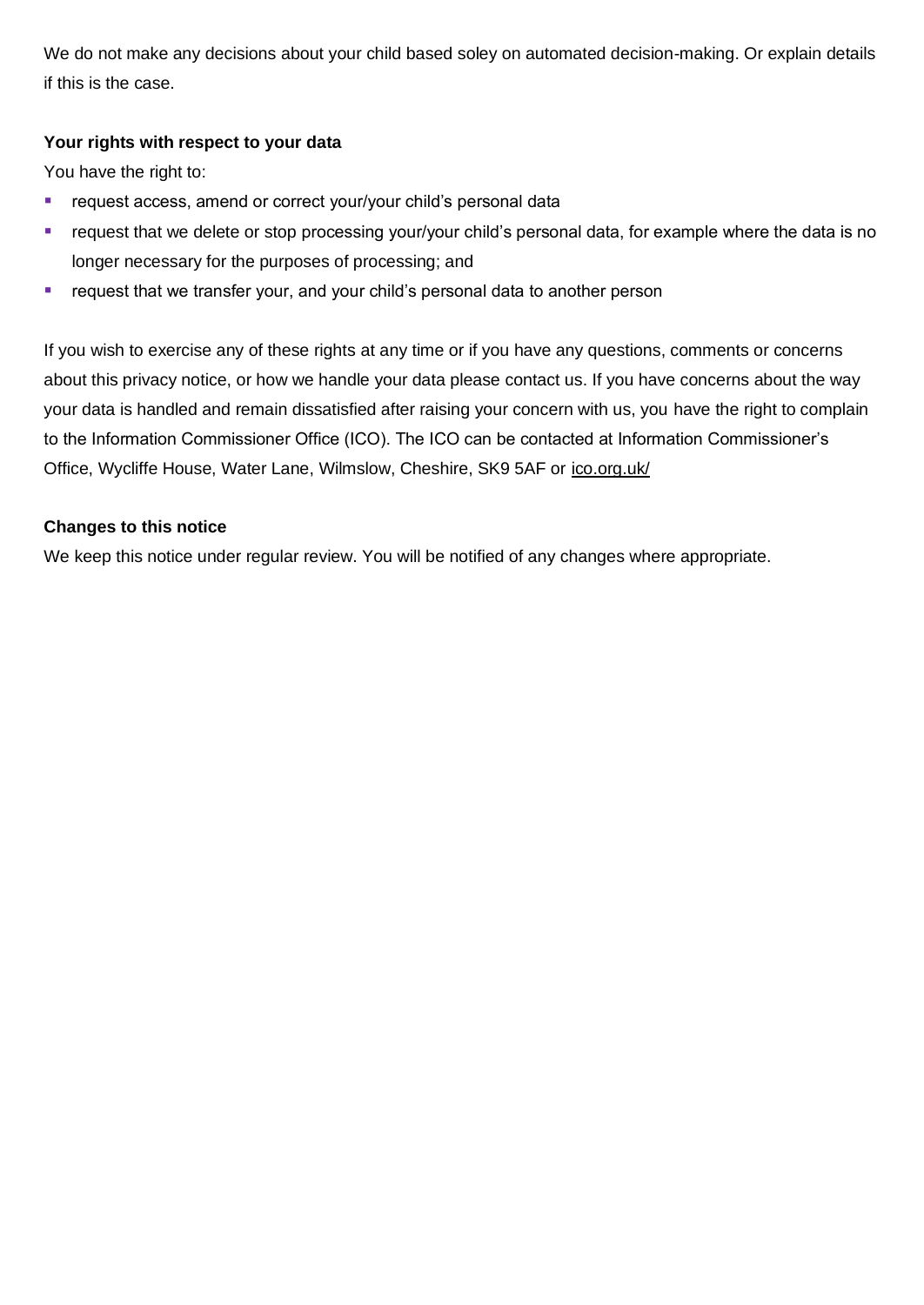We do not make any decisions about your child based soley on automated decision-making. Or explain details if this is the case.

**Your rights with respect to your data**

You have the right to:

- request access, amend or correct your/your child's personal data
- request that we delete or stop processing your/your child's personal data, for example where the data is no longer necessary for the purposes of processing; and
- request that we transfer your, and your child's personal data to another person

If you wish to exercise any of these rights at any time or if you have any questions, comments or concerns about this privacy notice, or how we handle your data please contact us. If you have concerns about the way your data is handled and remain dissatisfied after raising your concern with us, you have the right to complain to the Information Commissioner Office (ICO). The ICO can be contacted at Information Commissioner's Office, Wycliffe House, Water Lane, Wilmslow, Cheshire, SK9 5AF or ico.org.uk/

**Changes to this notice**

We keep this notice under regular review. You will be notified of any changes where appropriate.